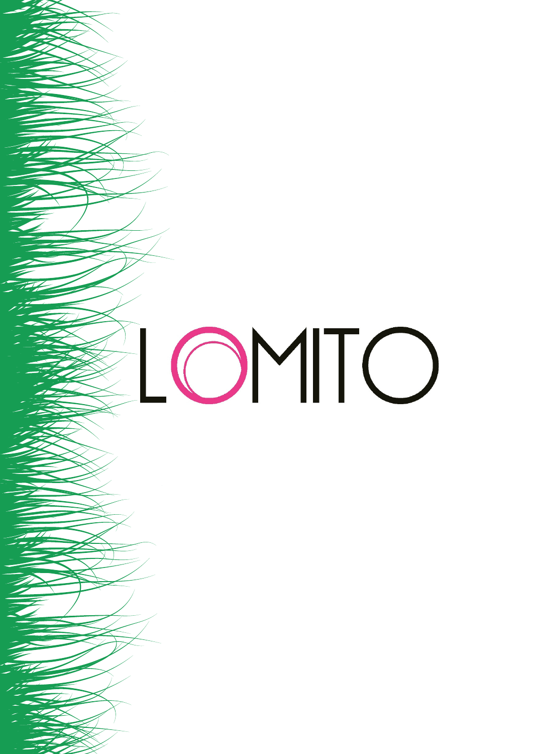# LOMITO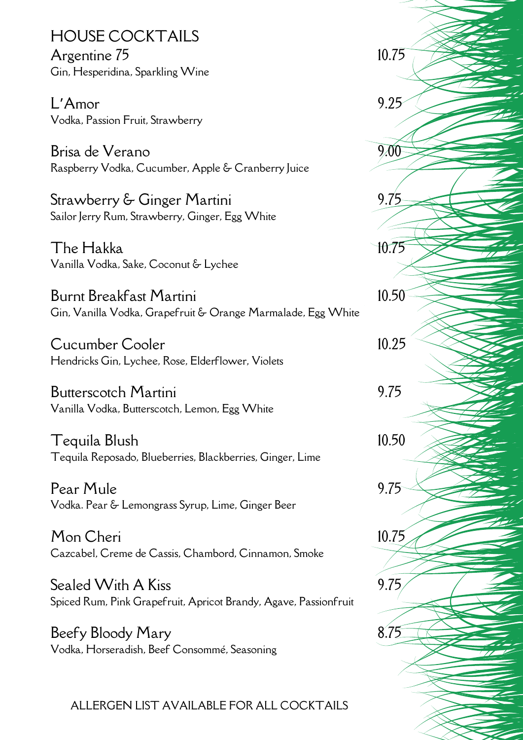# HOUSE COCKTAILS

**Argentine 75** — 10.75
Gin, Hesperidina, Sparkling Wine

**L'Amor** — 9.25
Vodka, Passion Fruit, Strawberry

**Brisa de Verano** — 9.00
Raspberry Vodka, Cucumber, Apple & Cranberry Juice

**Strawberry & Ginger Martini** — 9.75
Sailor Jerry Rum, Strawberry, Ginger, Egg White

**The Hakka** — 10.75
Vanilla Vodka, Sake, Coconut & Lychee

**Burnt Breakfast Martini** — 10.50
Gin, Vanilla Vodka, Grapefruit & Orange Marmalade, Egg White

**Cucumber Cooler** — 10.25
Hendricks Gin, Lychee, Rose, Elderflower, Violets

**Butterscotch Martini** — 9.75
Vanilla Vodka, Butterscotch, Lemon, Egg White

**Tequila Blush** — 10.50
Tequila Reposado, Blueberries, Blackberries, Ginger, Lime

**Pear Mule** — 9.75
Vodka. Pear & Lemongrass Syrup, Lime, Ginger Beer

**Mon Cheri** — 10.75
Cazcabel, Creme de Cassis, Chambord, Cinnamon, Smoke

**Sealed With A Kiss** — 9.75
Spiced Rum, Pink Grapefruit, Apricot Brandy, Agave, Passionfruit

**Beefy Bloody Mary** — 8.75
Vodka, Horseradish, Beef Consommé, Seasoning

ALLERGEN LIST AVAILABLE FOR ALL COCKTAILS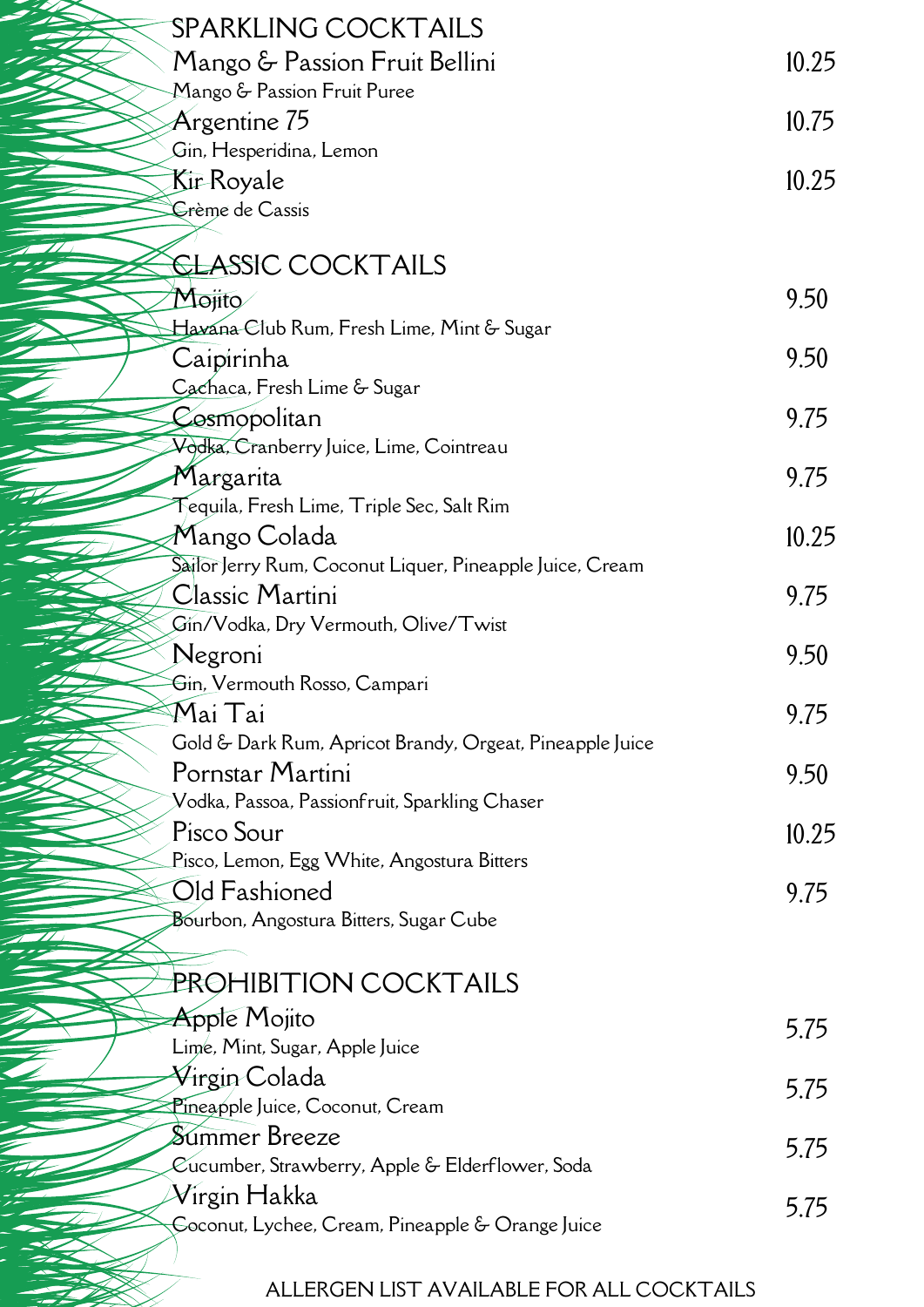## SPARKLING COCKTAILS

**Mango & Passion Fruit Bellini** — 10.25
Mango & Passion Fruit Puree

**Argentine 75** — 10.75
Gin, Hesperidina, Lemon

**Kir Royale** — 10.25
Crème de Cassis

## CLASSIC COCKTAILS

**Mojito** — 9.50
Havana Club Rum, Fresh Lime, Mint & Sugar

**Caipirinha** — 9.50
Cachaca, Fresh Lime & Sugar

**Cosmopolitan** — 9.75
Vodka, Cranberry Juice, Lime, Cointreau

**Margarita** — 9.75
Tequila, Fresh Lime, Triple Sec, Salt Rim

**Mango Colada** — 10.25
Sailor Jerry Rum, Coconut Liquer, Pineapple Juice, Cream

**Classic Martini** — 9.75
Gin/Vodka, Dry Vermouth, Olive/Twist

**Negroni** — 9.50
Gin, Vermouth Rosso, Campari

**Mai Tai** — 9.75
Gold & Dark Rum, Apricot Brandy, Orgeat, Pineapple Juice

**Pornstar Martini** — 9.50
Vodka, Passoa, Passionfruit, Sparkling Chaser

**Pisco Sour** — 10.25
Pisco, Lemon, Egg White, Angostura Bitters

**Old Fashioned** — 9.75
Bourbon, Angostura Bitters, Sugar Cube

## PROHIBITION COCKTAILS

**Apple Mojito** — 5.75
Lime, Mint, Sugar, Apple Juice

**Virgin Colada** — 5.75
Pineapple Juice, Coconut, Cream

**Summer Breeze** — 5.75
Cucumber, Strawberry, Apple & Elderflower, Soda

**Virgin Hakka** — 5.75
Coconut, Lychee, Cream, Pineapple & Orange Juice

ALLERGEN LIST AVAILABLE FOR ALL COCKTAILS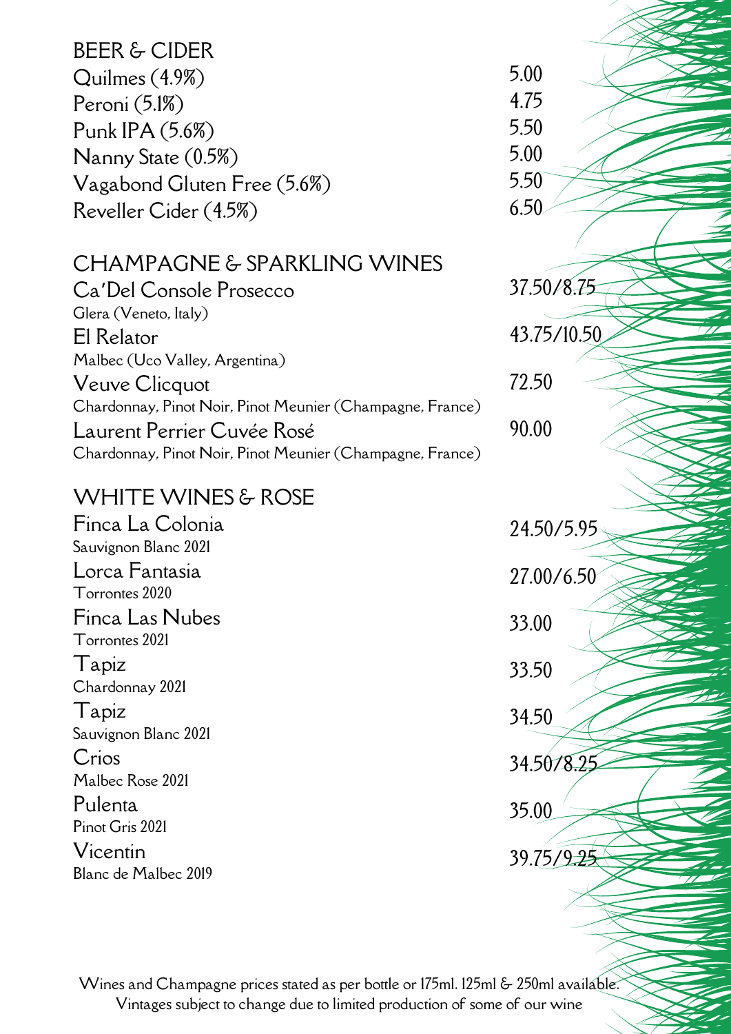## BEER & CIDER

| | |
|---|---|
| Quilmes (4.9%) | 5.00 |
| Peroni (5.1%) | 4.75 |
| Punk IPA (5.6%) | 5.50 |
| Nanny State (0.5%) | 5.00 |
| Vagabond Gluten Free (5.6%) | 5.50 |
| Reveller Cider (4.5%) | 6.50 |

## CHAMPAGNE & SPARKLING WINES

| | |
|---|---|
| Ca'Del Console Prosecco<br>Glera (Veneto, Italy) | 37.50/8.75 |
| El Relator<br>Malbec (Uco Valley, Argentina) | 43.75/10.50 |
| Veuve Clicquot<br>Chardonnay, Pinot Noir, Pinot Meunier (Champagne, France) | 72.50 |
| Laurent Perrier Cuvée Rosé<br>Chardonnay, Pinot Noir, Pinot Meunier (Champagne, France) | 90.00 |

## WHITE WINES & ROSE

| | |
|---|---|
| Finca La Colonia<br>Sauvignon Blanc 2021 | 24.50/5.95 |
| Lorca Fantasia<br>Torrontes 2020 | 27.00/6.50 |
| Finca Las Nubes<br>Torrontes 2021 | 33.00 |
| Tapiz<br>Chardonnay 2021 | 33.50 |
| Tapiz<br>Sauvignon Blanc 2021 | 34.50 |
| Crios<br>Malbec Rose 2021 | 34.50/8.25 |
| Pulenta<br>Pinot Gris 2021 | 35.00 |
| Vicentin<br>Blanc de Malbec 2019 | 39.75/9.25 |

Wines and Champagne prices stated as per bottle or 175ml. 125ml & 250ml available.
Vintages subject to change due to limited production of some of our wine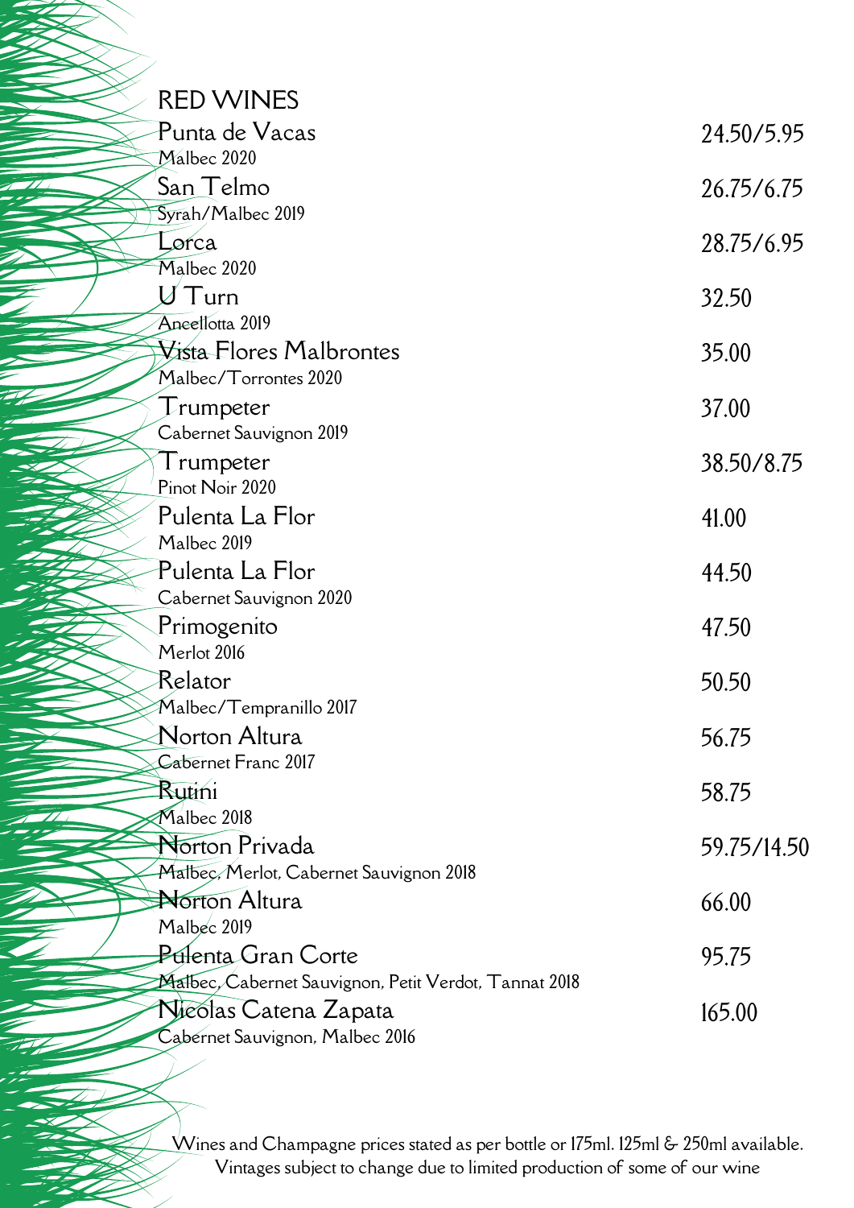## RED WINES

| Wine | Price |
|---|---|
| Punta de Vacas<br>Malbec 2020 | 24.50/5.95 |
| San Telmo<br>Syrah/Malbec 2019 | 26.75/6.75 |
| Lorca<br>Malbec 2020 | 28.75/6.95 |
| U Turn<br>Ancellotta 2019 | 32.50 |
| Vista Flores Malbrontes<br>Malbec/Torrontes 2020 | 35.00 |
| Trumpeter<br>Cabernet Sauvignon 2019 | 37.00 |
| Trumpeter<br>Pinot Noir 2020 | 38.50/8.75 |
| Pulenta La Flor<br>Malbec 2019 | 41.00 |
| Pulenta La Flor<br>Cabernet Sauvignon 2020 | 44.50 |
| Primogenito<br>Merlot 2016 | 47.50 |
| Relator<br>Malbec/Tempranillo 2017 | 50.50 |
| Norton Altura<br>Cabernet Franc 2017 | 56.75 |
| Rutini<br>Malbec 2018 | 58.75 |
| Norton Privada<br>Malbec, Merlot, Cabernet Sauvignon 2018 | 59.75/14.50 |
| Norton Altura<br>Malbec 2019 | 66.00 |
| Pulenta Gran Corte<br>Malbec, Cabernet Sauvignon, Petit Verdot, Tannat 2018 | 95.75 |
| Nicolas Catena Zapata<br>Cabernet Sauvignon, Malbec 2016 | 165.00 |

Wines and Champagne prices stated as per bottle or 175ml. 125ml & 250ml available.
Vintages subject to change due to limited production of some of our wine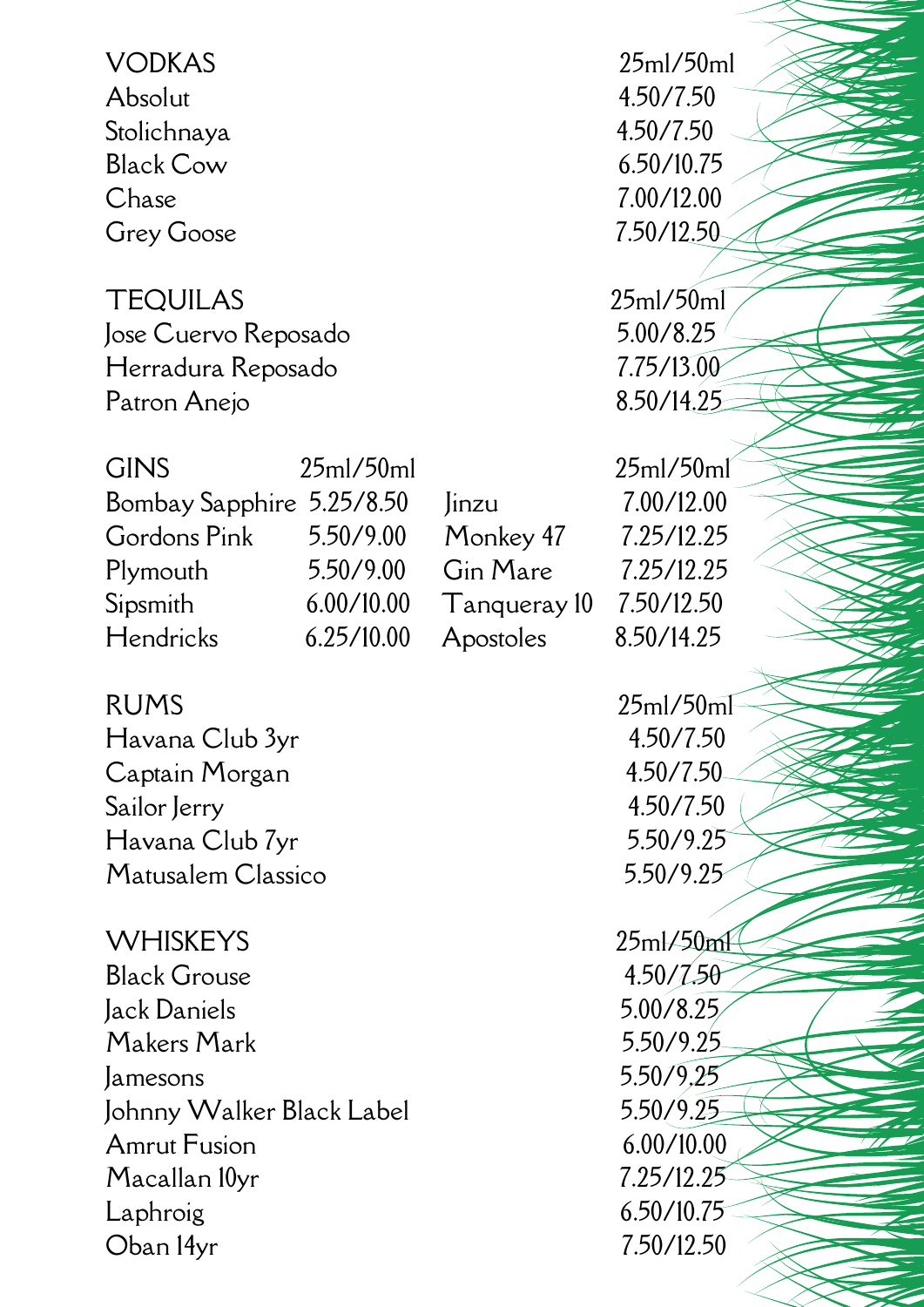## VODKAS

| VODKAS | 25ml/50ml |
|---|---|
| Absolut | 4.50/7.50 |
| Stolichnaya | 4.50/7.50 |
| Black Cow | 6.50/10.75 |
| Chase | 7.00/12.00 |
| Grey Goose | 7.50/12.50 |

## TEQUILAS

| TEQUILAS | 25ml/50ml |
|---|---|
| Jose Cuervo Reposado | 5.00/8.25 |
| Herradura Reposado | 7.75/13.00 |
| Patron Anejo | 8.50/14.25 |

## GINS

| GINS | 25ml/50ml | | 25ml/50ml |
|---|---|---|---|
| Bombay Sapphire | 5.25/8.50 | Jinzu | 7.00/12.00 |
| Gordons Pink | 5.50/9.00 | Monkey 47 | 7.25/12.25 |
| Plymouth | 5.50/9.00 | Gin Mare | 7.25/12.25 |
| Sipsmith | 6.00/10.00 | Tanqueray 10 | 7.50/12.50 |
| Hendricks | 6.25/10.00 | Apostoles | 8.50/14.25 |

## RUMS

| RUMS | 25ml/50ml |
|---|---|
| Havana Club 3yr | 4.50/7.50 |
| Captain Morgan | 4.50/7.50 |
| Sailor Jerry | 4.50/7.50 |
| Havana Club 7yr | 5.50/9.25 |
| Matusalem Classico | 5.50/9.25 |

## WHISKEYS

| WHISKEYS | 25ml/50ml |
|---|---|
| Black Grouse | 4.50/7.50 |
| Jack Daniels | 5.00/8.25 |
| Makers Mark | 5.50/9.25 |
| Jamesons | 5.50/9.25 |
| Johnny Walker Black Label | 5.50/9.25 |
| Amrut Fusion | 6.00/10.00 |
| Macallan 10yr | 7.25/12.25 |
| Laphroig | 6.50/10.75 |
| Oban 14yr | 7.50/12.50 |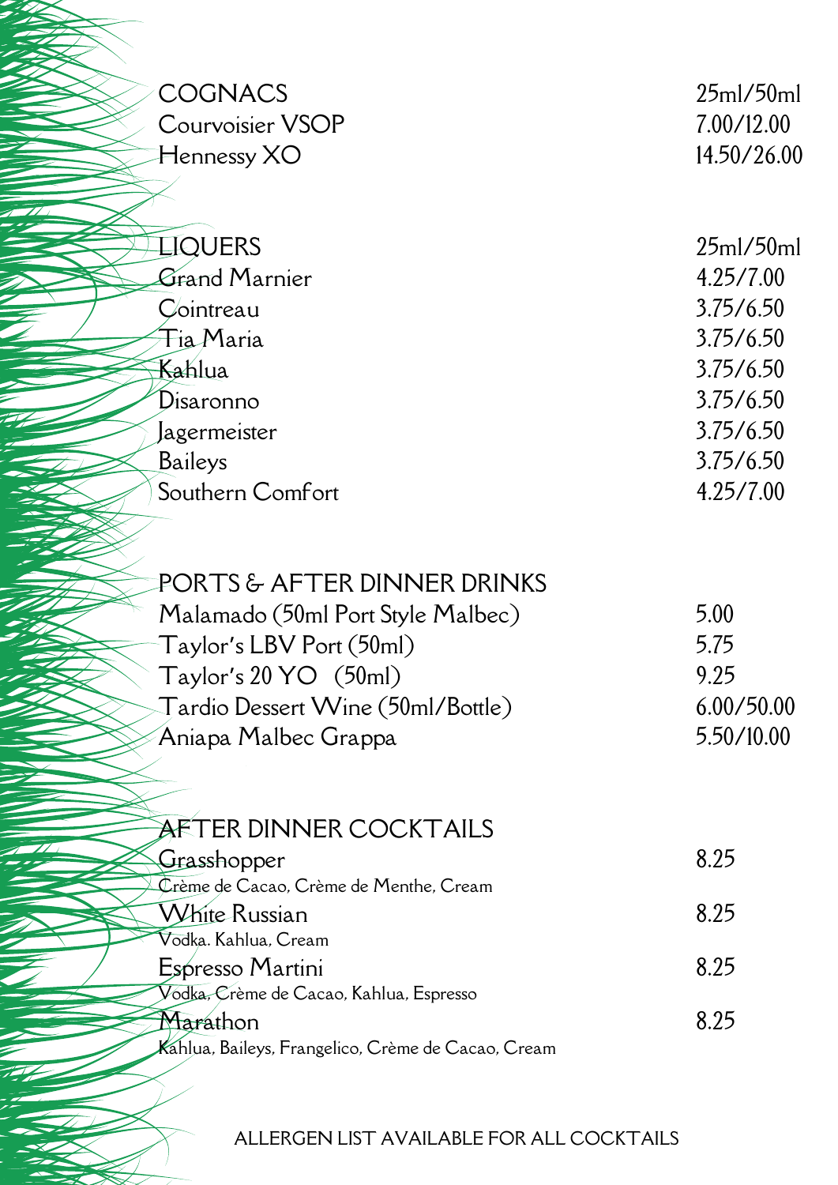## COGNACS

| COGNACS | 25ml/50ml |
|---|---|
| Courvoisier VSOP | 7.00/12.00 |
| Hennessy XO | 14.50/26.00 |

## LIQUERS

| LIQUERS | 25ml/50ml |
|---|---|
| Grand Marnier | 4.25/7.00 |
| Cointreau | 3.75/6.50 |
| Tia Maria | 3.75/6.50 |
| Kahlua | 3.75/6.50 |
| Disaronno | 3.75/6.50 |
| Jagermeister | 3.75/6.50 |
| Baileys | 3.75/6.50 |
| Southern Comfort | 4.25/7.00 |

## PORTS & AFTER DINNER DRINKS

| PORTS & AFTER DINNER DRINKS | |
|---|---|
| Malamado (50ml Port Style Malbec) | 5.00 |
| Taylor's LBV Port (50ml) | 5.75 |
| Taylor's 20 YO (50ml) | 9.25 |
| Tardio Dessert Wine (50ml/Bottle) | 6.00/50.00 |
| Aniapa Malbec Grappa | 5.50/10.00 |

## AFTER DINNER COCKTAILS

**Grasshopper** — 8.25
Crème de Cacao, Crème de Menthe, Cream

**White Russian** — 8.25
Vodka. Kahlua, Cream

**Espresso Martini** — 8.25
Vodka, Crème de Cacao, Kahlua, Espresso

**Marathon** — 8.25
Kahlua, Baileys, Frangelico, Crème de Cacao, Cream

ALLERGEN LIST AVAILABLE FOR ALL COCKTAILS